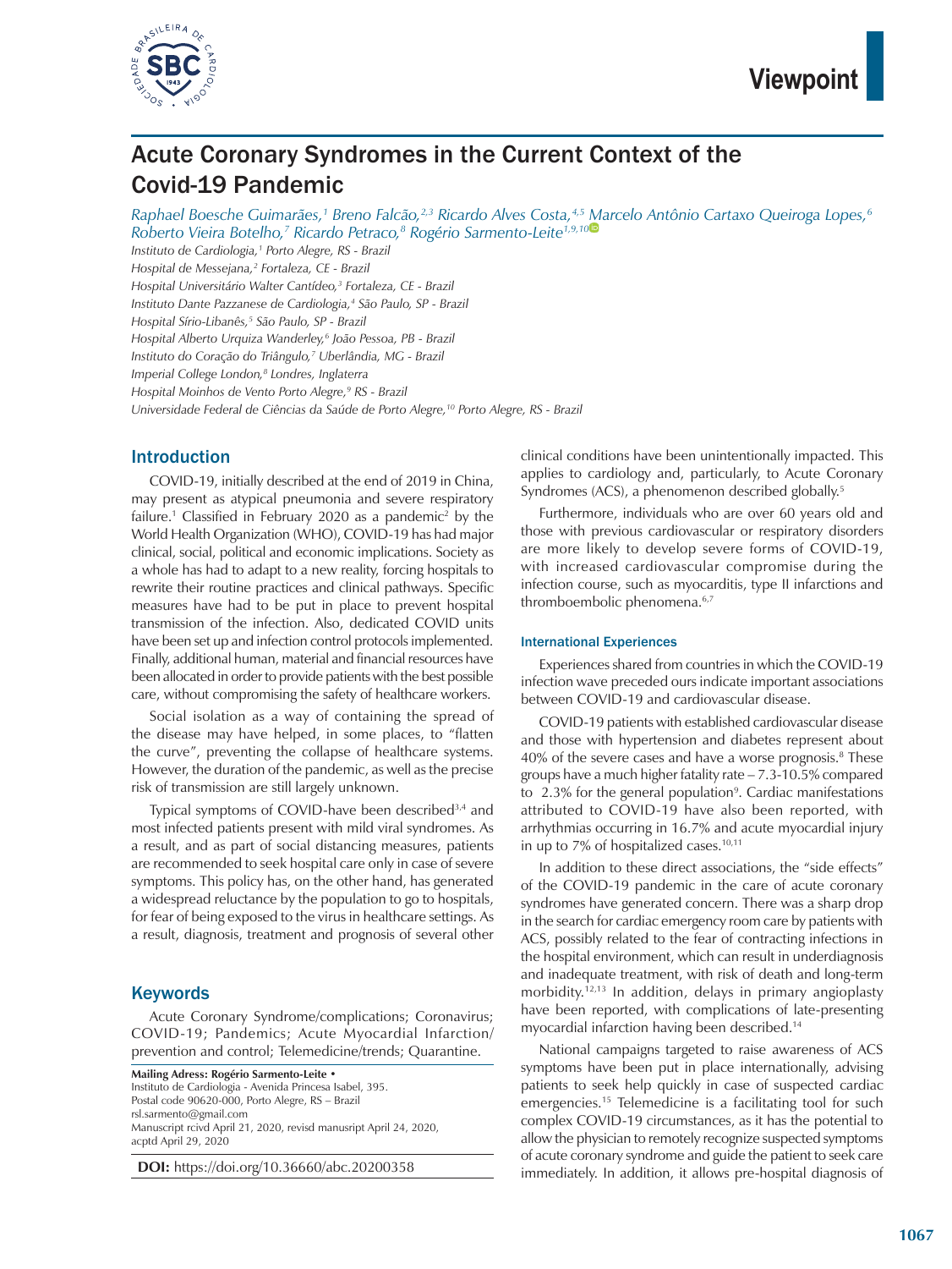Viewpoint

# Acute Coronary Syndromes in the Current Context of the Covid-19 Pandemic

*Raphael Boesche Guimarães,[1] Breno Falcão,[2,3] Ricardo Alves Costa,[4,5] Marcelo Antônio Cartaxo Queiroga Lopes,[6] Roberto Vieira Botelho,[7] Ricardo Petraco,[8] Rogério Sarmento-Leite[1,9,10]*

*Instituto de Cardiologia,[1] Porto Alegre, RS - Brazil*
*Hospital de Messejana,[2] Fortaleza, CE - Brazil*
*Hospital Universitário Walter Cantídeo,[3] Fortaleza, CE - Brazil*
*Instituto Dante Pazzanese de Cardiologia,[4] São Paulo, SP - Brazil*
*Hospital Sírio-Libanês,[5] São Paulo, SP - Brazil*
*Hospital Alberto Urquiza Wanderley,[6] João Pessoa, PB - Brazil*
*Instituto do Coração do Triângulo,[7] Uberlândia, MG - Brazil*
*Imperial College London,[8] Londres, Inglaterra*
*Hospital Moinhos de Vento Porto Alegre,[9] RS - Brazil*
*Universidade Federal de Ciências da Saúde de Porto Alegre,[10] Porto Alegre, RS - Brazil*

## Introduction

COVID-19, initially described at the end of 2019 in China, may present as atypical pneumonia and severe respiratory failure.[1] Classified in February 2020 as a pandemic[2] by the World Health Organization (WHO), COVID-19 has had major clinical, social, political and economic implications. Society as a whole has had to adapt to a new reality, forcing hospitals to rewrite their routine practices and clinical pathways. Specific measures have had to be put in place to prevent hospital transmission of the infection. Also, dedicated COVID units have been set up and infection control protocols implemented. Finally, additional human, material and financial resources have been allocated in order to provide patients with the best possible care, without compromising the safety of healthcare workers.

Social isolation as a way of containing the spread of the disease may have helped, in some places, to "flatten the curve", preventing the collapse of healthcare systems. However, the duration of the pandemic, as well as the precise risk of transmission are still largely unknown.

Typical symptoms of COVID-have been described[3,4] and most infected patients present with mild viral syndromes. As a result, and as part of social distancing measures, patients are recommended to seek hospital care only in case of severe symptoms. This policy has, on the other hand, has generated a widespread reluctance by the population to go to hospitals, for fear of being exposed to the virus in healthcare settings. As a result, diagnosis, treatment and prognosis of several other clinical conditions have been unintentionally impacted. This applies to cardiology and, particularly, to Acute Coronary Syndromes (ACS), a phenomenon described globally.[5]

Furthermore, individuals who are over 60 years old and those with previous cardiovascular or respiratory disorders are more likely to develop severe forms of COVID-19, with increased cardiovascular compromise during the infection course, such as myocarditis, type II infarctions and thromboembolic phenomena.[6,7]

### International Experiences

Experiences shared from countries in which the COVID-19 infection wave preceded ours indicate important associations between COVID-19 and cardiovascular disease.

COVID-19 patients with established cardiovascular disease and those with hypertension and diabetes represent about 40% of the severe cases and have a worse prognosis.[8] These groups have a much higher fatality rate – 7.3-10.5% compared to 2.3% for the general population[9]. Cardiac manifestations attributed to COVID-19 have also been reported, with arrhythmias occurring in 16.7% and acute myocardial injury in up to 7% of hospitalized cases.[10,11]

In addition to these direct associations, the "side effects" of the COVID-19 pandemic in the care of acute coronary syndromes have generated concern. There was a sharp drop in the search for cardiac emergency room care by patients with ACS, possibly related to the fear of contracting infections in the hospital environment, which can result in underdiagnosis and inadequate treatment, with risk of death and long-term morbidity.[12,13] In addition, delays in primary angioplasty have been reported, with complications of late-presenting myocardial infarction having been described.[14]

National campaigns targeted to raise awareness of ACS symptoms have been put in place internationally, advising patients to seek help quickly in case of suspected cardiac emergencies.[15] Telemedicine is a facilitating tool for such complex COVID-19 circumstances, as it has the potential to allow the physician to remotely recognize suspected symptoms of acute coronary syndrome and guide the patient to seek care immediately. In addition, it allows pre-hospital diagnosis of

## Keywords

Acute Coronary Syndrome/complications; Coronavirus; COVID-19; Pandemics; Acute Myocardial Infarction/prevention and control; Telemedicine/trends; Quarantine.

**Mailing Adress: Rogério Sarmento-Leite •**
Instituto de Cardiologia - Avenida Princesa Isabel, 395.
Postal code 90620-000, Porto Alegre, RS – Brazil
rsl.sarmento@gmail.com
Manuscript rcivd April 21, 2020, revisd manusript April 24, 2020, acptd April 29, 2020

**DOI:** https://doi.org/10.36660/abc.20200358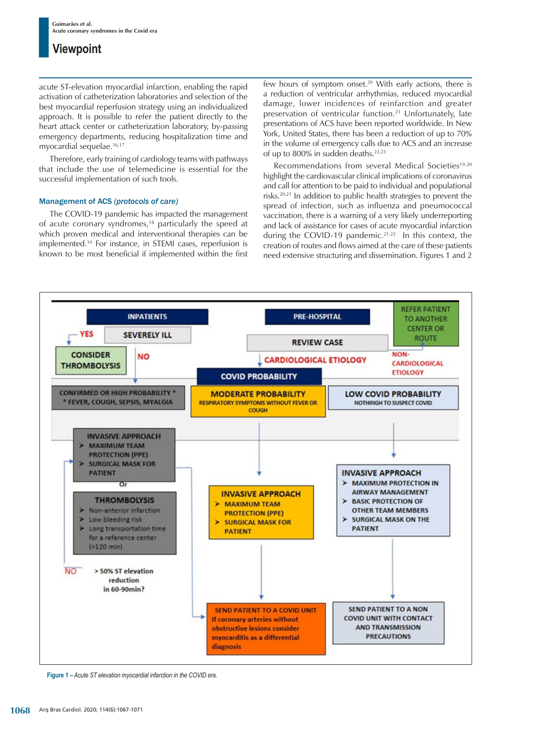acute ST-elevation myocardial infarction, enabling the rapid activation of catheterization laboratories and selection of the best myocardial reperfusion strategy using an individualized approach. It is possible to refer the patient directly to the heart attack center or catheterization laboratory, by-passing emergency departments, reducing hospitalization time and myocardial sequelae.[16,17]

Therefore, early training of cardiology teams with pathways that include the use of telemedicine is essential for the successful implementation of such tools.

### Management of ACS *(protocols of care)*

The COVID-19 pandemic has impacted the management of acute coronary syndromes,[18] particularly the speed at which proven medical and interventional therapies can be implemented.[19] For instance, in STEMI cases, reperfusion is known to be most beneficial if implemented within the first few hours of symptom onset.[20] With early actions, there is a reduction of ventricular arrhythmias, reduced myocardial damage, lower incidences of reinfarction and greater preservation of ventricular function.[21] Unfortunately, late presentations of ACS have been reported worldwide. In New York, United States, there has been a reduction of up to 70% in the volume of emergency calls due to ACS and an increase of up to 800% in sudden deaths.[22,23]

Recommendations from several Medical Societies[19,20] highlight the cardiovascular clinical implications of coronavirus and call for attention to be paid to individual and populational risks.[20,21] In addition to public health strategies to prevent the spread of infection, such as influenza and pneumococcal vaccination, there is a warning of a very likely underreporting and lack of assistance for cases of acute myocardial infarction during the COVID-19 pandemic.[21,22] In this context, the creation of routes and flows aimed at the care of these patients need extensive structuring and dissemination. Figures 1 and 2

INPATIENTS — SEVERELY ILL: YES → CONSIDER THROMBOLYSIS; NO → CONFIRMED OR HIGH PROBABILITY *

PRE-HOSPITAL — REVIEW CASE: NON-CARDIOLOGICAL ETIOLOGY → REFER PATIENT TO ANOTHER CENTER OR ROUTE; CARDIOLOGICAL ETIOLOGY → COVID PROBABILITY

COVID PROBABILITY:

- CONFIRMED OR HIGH PROBABILITY * (* FEVER, COUGH, SEPSIS, MYALGIA) → INVASIVE APPROACH (➢ MAXIMUM TEAM PROTECTION (PPE); ➢ SURGICAL MASK FOR PATIENT) Or THROMBOLYSIS (➢ Non-anterior infarction; ➢ Low bleeding risk; ➢ Long transportation time for a reference center (>120 min)) → > 50% ST elevation reduction in 60-90min? NO → INVASIVE APPROACH
- MODERATE PROBABILITY (RESPIRATORY SYMPTOMS WITHOUT FEVER OR COUGH) → INVASIVE APPROACH (➢ MAXIMUM TEAM PROTECTION (PPE); ➢ SURGICAL MASK FOR PATIENT) → SEND PATIENT TO A COVID UNIT. If coronary arteries without obstructive lesions consider myocarditis as a differential diagnosis
- LOW COVID PROBABILITY (NOTHINGH TO SUSPECT COVID) → INVASIVE APPROACH (➢ MAXIMUM PROTECTION IN AIRWAY MANAGEMENT; ➢ BASIC PROTECTION OF OTHER TEAM MEMBERS; ➢ SURGICAL MASK ON THE PATIENT) → SEND PATIENT TO A NON COVID UNIT WITH CONTACT AND TRANSMISSION PRECAUTIONS

**Figure 1 –** *Acute ST elevation myocardial infarction in the COVID era.*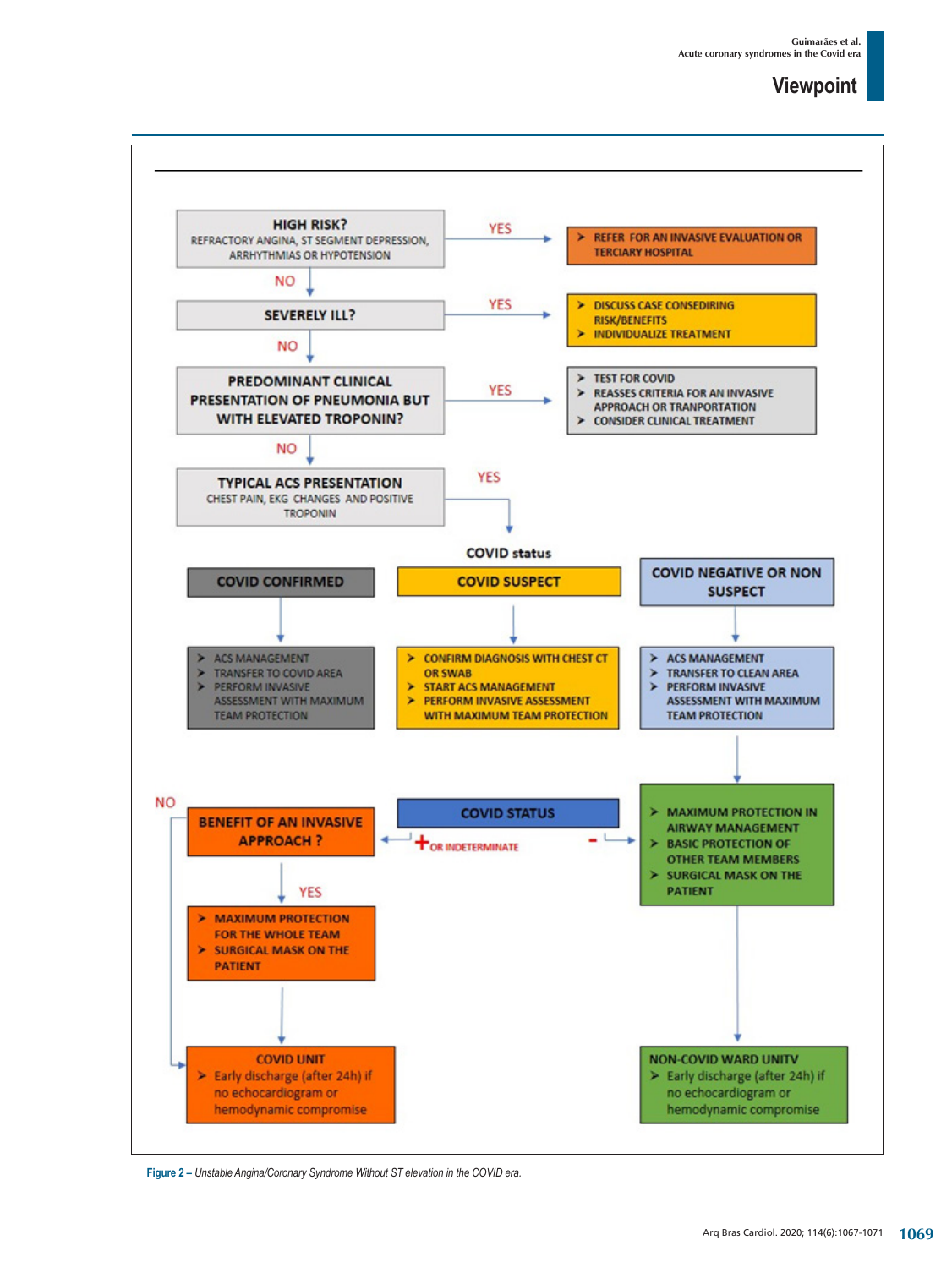HIGH RISK?
REFRACTORY ANGINA, ST SEGMENT DEPRESSION, ARRHYTHMIAS OR HYPOTENSION

YES → REFER FOR AN INVASIVE EVALUATION OR TERCIARY HOSPITAL

NO ↓

SEVERELY ILL?

YES →
- DISCUSS CASE CONSEDIRING RISK/BENEFITS
- INDIVIDUALIZE TREATMENT

NO ↓

PREDOMINANT CLINICAL PRESENTATION OF PNEUMONIA BUT WITH ELEVATED TROPONIN?

YES →
- TEST FOR COVID
- REASSES CRITERIA FOR AN INVASIVE APPROACH OR TRANPORTATION
- CONSIDER CLINICAL TREATMENT

NO ↓

TYPICAL ACS PRESENTATION
CHEST PAIN, EKG CHANGES AND POSITIVE TROPONIN

YES ↓

COVID status

COVID CONFIRMED
- ACS MANAGEMENT
- TRANSFER TO COVID AREA
- PERFORM INVASIVE ASSESSMENT WITH MAXIMUM TEAM PROTECTION

COVID SUSPECT
- CONFIRM DIAGNOSIS WITH CHEST CT OR SWAB
- START ACS MANAGEMENT
- PERFORM INVASIVE ASSESSMENT WITH MAXIMUM TEAM PROTECTION

COVID NEGATIVE OR NON SUSPECT
- ACS MANAGEMENT
- TRANSFER TO CLEAN AREA
- PERFORM INVASIVE ASSESSMENT WITH MAXIMUM TEAM PROTECTION

COVID STATUS

+ OR INDETERMINATE → BENEFIT OF AN INVASIVE APPROACH ?

- YES ↓
  - MAXIMUM PROTECTION FOR THE WHOLE TEAM
  - SURGICAL MASK ON THE PATIENT
  
  ↓ COVID UNIT
- NO → COVID UNIT

COVID UNIT
- Early discharge (after 24h) if no echocardiogram or hemodynamic compromise

− →
- MAXIMUM PROTECTION IN AIRWAY MANAGEMENT
- BASIC PROTECTION OF OTHER TEAM MEMBERS
- SURGICAL MASK ON THE PATIENT

↓

NON-COVID WARD UNITV
- Early discharge (after 24h) if no echocardiogram or hemodynamic compromise

**Figure 2 –** *Unstable Angina/Coronary Syndrome Without ST elevation in the COVID era.*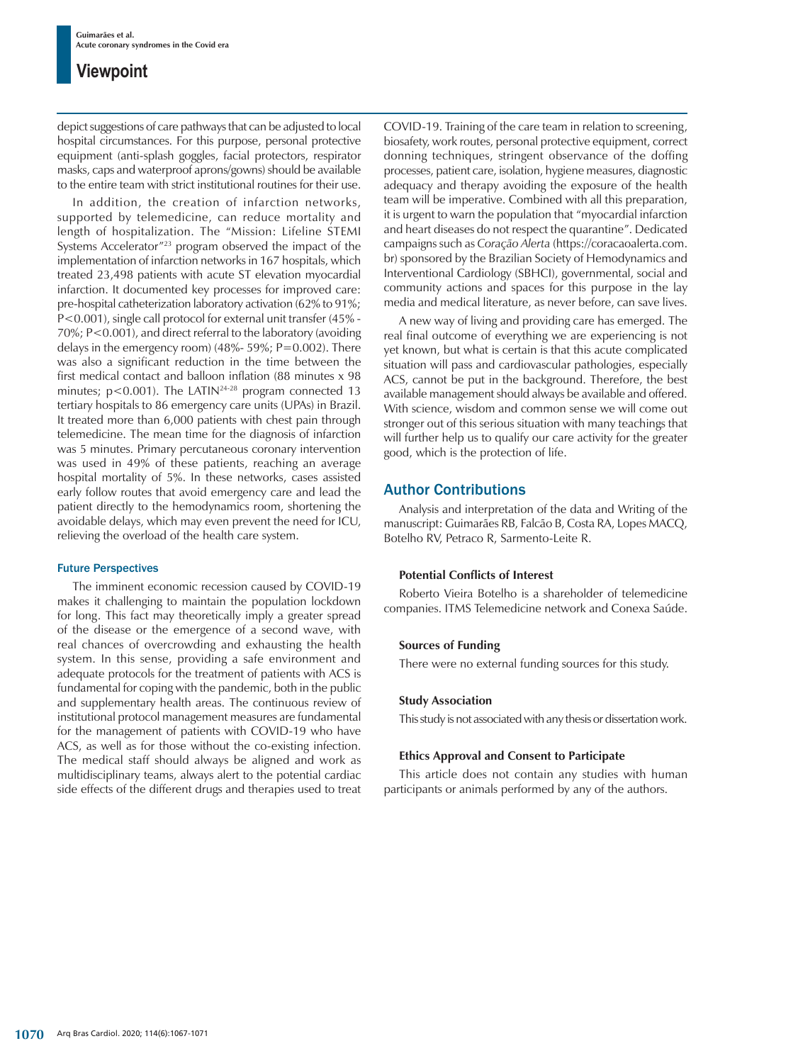depict suggestions of care pathways that can be adjusted to local hospital circumstances. For this purpose, personal protective equipment (anti-splash goggles, facial protectors, respirator masks, caps and waterproof aprons/gowns) should be available to the entire team with strict institutional routines for their use.

In addition, the creation of infarction networks, supported by telemedicine, can reduce mortality and length of hospitalization. The "Mission: Lifeline STEMI Systems Accelerator"[23] program observed the impact of the implementation of infarction networks in 167 hospitals, which treated 23,498 patients with acute ST elevation myocardial infarction. It documented key processes for improved care: pre-hospital catheterization laboratory activation (62% to 91%; P<0.001), single call protocol for external unit transfer (45% - 70%; P<0.001), and direct referral to the laboratory (avoiding delays in the emergency room) (48%- 59%; P=0.002). There was also a significant reduction in the time between the first medical contact and balloon inflation (88 minutes x 98 minutes; p<0.001). The LATIN[24-28] program connected 13 tertiary hospitals to 86 emergency care units (UPAs) in Brazil. It treated more than 6,000 patients with chest pain through telemedicine. The mean time for the diagnosis of infarction was 5 minutes. Primary percutaneous coronary intervention was used in 49% of these patients, reaching an average hospital mortality of 5%. In these networks, cases assisted early follow routes that avoid emergency care and lead the patient directly to the hemodynamics room, shortening the avoidable delays, which may even prevent the need for ICU, relieving the overload of the health care system.

### Future Perspectives

The imminent economic recession caused by COVID-19 makes it challenging to maintain the population lockdown for long. This fact may theoretically imply a greater spread of the disease or the emergence of a second wave, with real chances of overcrowding and exhausting the health system. In this sense, providing a safe environment and adequate protocols for the treatment of patients with ACS is fundamental for coping with the pandemic, both in the public and supplementary health areas. The continuous review of institutional protocol management measures are fundamental for the management of patients with COVID-19 who have ACS, as well as for those without the co-existing infection. The medical staff should always be aligned and work as multidisciplinary teams, always alert to the potential cardiac side effects of the different drugs and therapies used to treat COVID-19. Training of the care team in relation to screening, biosafety, work routes, personal protective equipment, correct donning techniques, stringent observance of the doffing processes, patient care, isolation, hygiene measures, diagnostic adequacy and therapy avoiding the exposure of the health team will be imperative. Combined with all this preparation, it is urgent to warn the population that "myocardial infarction and heart diseases do not respect the quarantine". Dedicated campaigns such as *Coração Alerta* (https://coracaoalerta.com.br) sponsored by the Brazilian Society of Hemodynamics and Interventional Cardiology (SBHCI), governmental, social and community actions and spaces for this purpose in the lay media and medical literature, as never before, can save lives.

A new way of living and providing care has emerged. The real final outcome of everything we are experiencing is not yet known, but what is certain is that this acute complicated situation will pass and cardiovascular pathologies, especially ACS, cannot be put in the background. Therefore, the best available management should always be available and offered. With science, wisdom and common sense we will come out stronger out of this serious situation with many teachings that will further help us to qualify our care activity for the greater good, which is the protection of life.

## Author Contributions

Analysis and interpretation of the data and Writing of the manuscript: Guimarães RB, Falcão B, Costa RA, Lopes MACQ, Botelho RV, Petraco R, Sarmento-Leite R.

#### Potential Conflicts of Interest

Roberto Vieira Botelho is a shareholder of telemedicine companies. ITMS Telemedicine network and Conexa Saúde.

#### Sources of Funding

There were no external funding sources for this study.

#### Study Association

This study is not associated with any thesis or dissertation work.

#### Ethics Approval and Consent to Participate

This article does not contain any studies with human participants or animals performed by any of the authors.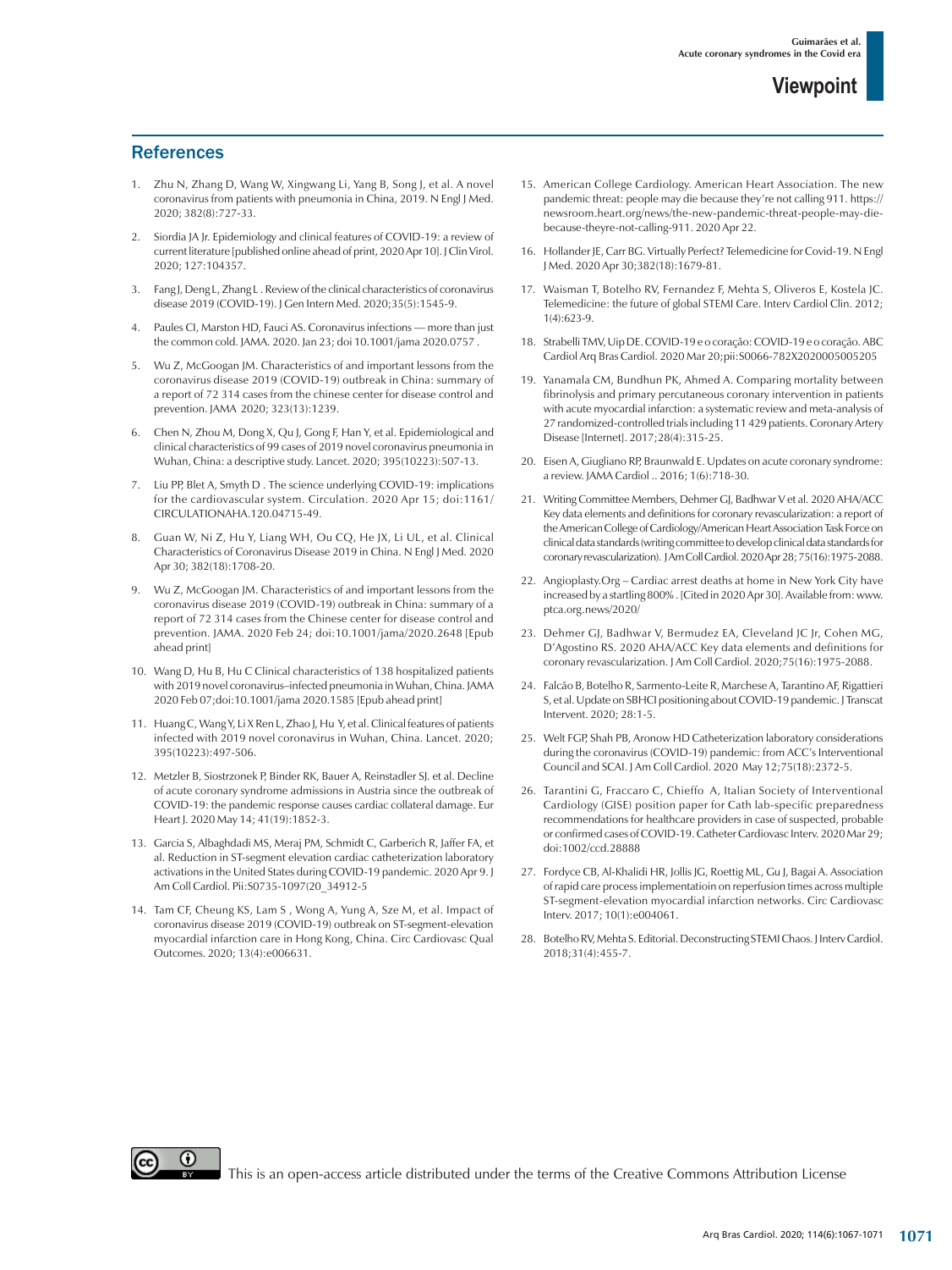## References

1. Zhu N, Zhang D, Wang W, Xingwang Li, Yang B, Song J, et al. A novel coronavirus from patients with pneumonia in China, 2019. N Engl J Med. 2020; 382(8):727-33.

2. Siordia JA Jr. Epidemiology and clinical features of COVID-19: a review of current literature [published online ahead of print, 2020 Apr 10]. J Clin Virol. 2020; 127:104357.

3. Fang J, Deng L, Zhang L . Review of the clinical characteristics of coronavirus disease 2019 (COVID-19). J Gen Intern Med. 2020;35(5):1545-9.

4. Paules CI, Marston HD, Fauci AS. Coronavirus infections — more than just the common cold. JAMA. 2020. Jan 23; doi 10.1001/jama 2020.0757 .

5. Wu Z, McGoogan JM. Characteristics of and important lessons from the coronavirus disease 2019 (COVID-19) outbreak in China: summary of a report of 72 314 cases from the chinese center for disease control and prevention. JAMA 2020; 323(13):1239.

6. Chen N, Zhou M, Dong X, Qu J, Gong F, Han Y, et al. Epidemiological and clinical characteristics of 99 cases of 2019 novel coronavirus pneumonia in Wuhan, China: a descriptive study. Lancet. 2020; 395(10223):507-13.

7. Liu PP, Blet A, Smyth D . The science underlying COVID-19: implications for the cardiovascular system. Circulation. 2020 Apr 15; doi:1161/CIRCULATIONAHA.120.04715-49.

8. Guan W, Ni Z, Hu Y, Liang WH, Ou CQ, He JX, Li UL, et al. Clinical Characteristics of Coronavirus Disease 2019 in China. N Engl J Med. 2020 Apr 30; 382(18):1708-20.

9. Wu Z, McGoogan JM. Characteristics of and important lessons from the coronavirus disease 2019 (COVID-19) outbreak in China: summary of a report of 72 314 cases from the Chinese center for disease control and prevention. JAMA. 2020 Feb 24; doi:10.1001/jama/2020.2648 [Epub ahead print]

10. Wang D, Hu B, Hu C Clinical characteristics of 138 hospitalized patients with 2019 novel coronavirus–infected pneumonia in Wuhan, China. JAMA 2020 Feb 07;doi:10.1001/jama 2020.1585 [Epub ahead print]

11. Huang C, Wang Y, Li X Ren L, Zhao J, Hu Y, et al. Clinical features of patients infected with 2019 novel coronavirus in Wuhan, China. Lancet. 2020; 395(10223):497-506.

12. Metzler B, Siostrzonek P, Binder RK, Bauer A, Reinstadler SJ. et al. Decline of acute coronary syndrome admissions in Austria since the outbreak of COVID-19: the pandemic response causes cardiac collateral damage. Eur Heart J. 2020 May 14; 41(19):1852-3.

13. Garcia S, Albaghdadi MS, Meraj PM, Schmidt C, Garberich R, Jaffer FA, et al. Reduction in ST-segment elevation cardiac catheterization laboratory activations in the United States during COVID-19 pandemic. 2020 Apr 9. J Am Coll Cardiol. Pii:S0735-1097(20_34912-5

14. Tam CF, Cheung KS, Lam S , Wong A, Yung A, Sze M, et al. Impact of coronavirus disease 2019 (COVID-19) outbreak on ST-segment-elevation myocardial infarction care in Hong Kong, China. Circ Cardiovasc Qual Outcomes. 2020; 13(4):e006631.

15. American College Cardiology. American Heart Association. The new pandemic threat: people may die because they're not calling 911. https://newsroom.heart.org/news/the-new-pandemic-threat-people-may-die-because-theyre-not-calling-911. 2020 Apr 22.

16. Hollander JE, Carr BG. Virtually Perfect? Telemedicine for Covid-19. N Engl J Med. 2020 Apr 30;382(18):1679-81.

17. Waisman T, Botelho RV, Fernandez F, Mehta S, Oliveros E, Kostela JC. Telemedicine: the future of global STEMI Care. Interv Cardiol Clin. 2012; 1(4):623-9.

18. Strabelli TMV, Uip DE. COVID-19 e o coração: COVID-19 e o coração. ABC Cardiol Arq Bras Cardiol. 2020 Mar 20;pii:S0066-782X2020005005205

19. Yanamala CM, Bundhun PK, Ahmed A. Comparing mortality between fibrinolysis and primary percutaneous coronary intervention in patients with acute myocardial infarction: a systematic review and meta-analysis of 27 randomized-controlled trials including 11 429 patients. Coronary Artery Disease [Internet]. 2017;28(4):315-25.

20. Eisen A, Giugliano RP, Braunwald E. Updates on acute coronary syndrome: a review. JAMA Cardiol .. 2016; 1(6):718-30.

21. Writing Committee Members, Dehmer GJ, Badhwar V et al. 2020 AHA/ACC Key data elements and definitions for coronary revascularization: a report of the American College of Cardiology/American Heart Association Task Force on clinical data standards (writing committee to develop clinical data standards for coronary revascularization). J Am Coll Cardiol. 2020 Apr 28; 75(16):1975-2088.

22. Angioplasty.Org – Cardiac arrest deaths at home in New York City have increased by a startling 800% . [Cited in 2020 Apr 30]. Available from: www.ptca.org.news/2020/

23. Dehmer GJ, Badhwar V, Bermudez EA, Cleveland JC Jr, Cohen MG, D'Agostino RS. 2020 AHA/ACC Key data elements and definitions for coronary revascularization. J Am Coll Cardiol. 2020;75(16):1975-2088.

24. Falcão B, Botelho R, Sarmento-Leite R, Marchese A, Tarantino AF, Rigattieri S, et al. Update on SBHCI positioning about COVID-19 pandemic. J Transcat Intervent. 2020; 28:1-5.

25. Welt FGP, Shah PB, Aronow HD Catheterization laboratory considerations during the coronavirus (COVID-19) pandemic: from ACC's Interventional Council and SCAI. J Am Coll Cardiol. 2020 May 12;75(18):2372-5.

26. Tarantini G, Fraccaro C, Chieffo A, Italian Society of Interventional Cardiology (GISE) position paper for Cath lab-specific preparedness recommendations for healthcare providers in case of suspected, probable or confirmed cases of COVID-19. Catheter Cardiovasc Interv. 2020 Mar 29; doi:1002/ccd.28888

27. Fordyce CB, Al-Khalidi HR, Jollis JG, Roettig ML, Gu J, Bagai A. Association of rapid care process implementatioin on reperfusion times across multiple ST-segment-elevation myocardial infarction networks. Circ Cardiovasc Interv. 2017; 10(1):e004061.

28. Botelho RV, Mehta S. Editorial. Deconstructing STEMI Chaos. J Interv Cardiol. 2018;31(4):455-7.

This is an open-access article distributed under the terms of the Creative Commons Attribution License